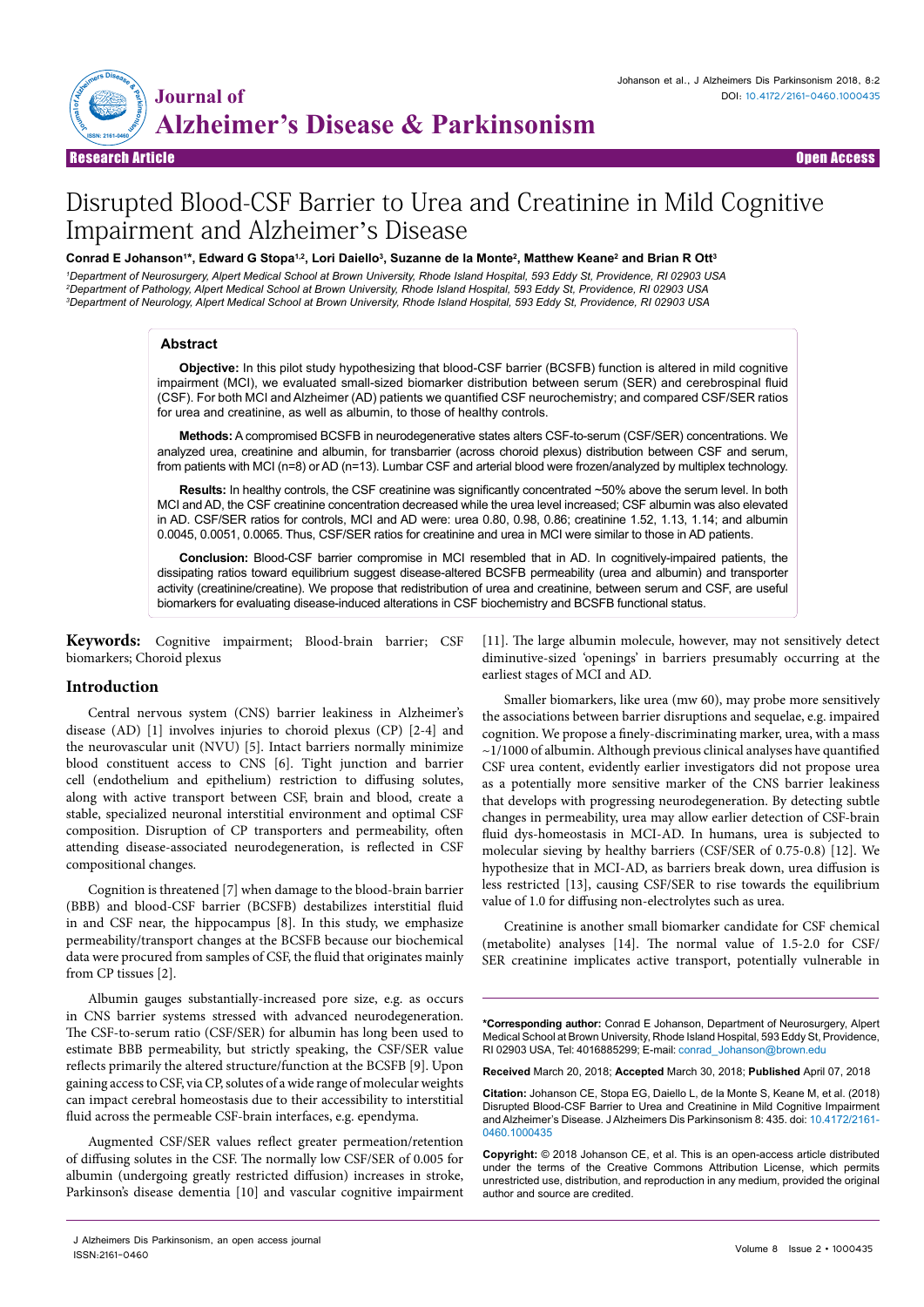Research Article — Open Access

# Disrupted Blood-CSF Barrier to Urea and Creatinine in Mild Cognitive Impairment and Alzheimer's Disease

**Conrad E Johanson[1]*, Edward G Stopa[1,2], Lori Daiello[3], Suzanne de la Monte[2], Matthew Keane[2] and Brian R Ott[3]**

[1]*Department of Neurosurgery, Alpert Medical School at Brown University, Rhode Island Hospital, 593 Eddy St, Providence, RI 02903 USA*
[2]*Department of Pathology, Alpert Medical School at Brown University, Rhode Island Hospital, 593 Eddy St, Providence, RI 02903 USA*
[3]*Department of Neurology, Alpert Medical School at Brown University, Rhode Island Hospital, 593 Eddy St, Providence, RI 02903 USA*

## Abstract

**Objective:** In this pilot study hypothesizing that blood-CSF barrier (BCSFB) function is altered in mild cognitive impairment (MCI), we evaluated small-sized biomarker distribution between serum (SER) and cerebrospinal fluid (CSF). For both MCI and Alzheimer (AD) patients we quantified CSF neurochemistry; and compared CSF/SER ratios for urea and creatinine, as well as albumin, to those of healthy controls.

**Methods:** A compromised BCSFB in neurodegenerative states alters CSF-to-serum (CSF/SER) concentrations. We analyzed urea, creatinine and albumin, for transbarrier (across choroid plexus) distribution between CSF and serum, from patients with MCI (n=8) or AD (n=13). Lumbar CSF and arterial blood were frozen/analyzed by multiplex technology.

**Results:** In healthy controls, the CSF creatinine was significantly concentrated ~50% above the serum level. In both MCI and AD, the CSF creatinine concentration decreased while the urea level increased; CSF albumin was also elevated in AD. CSF/SER ratios for controls, MCI and AD were: urea 0.80, 0.98, 0.86; creatinine 1.52, 1.13, 1.14; and albumin 0.0045, 0.0051, 0.0065. Thus, CSF/SER ratios for creatinine and urea in MCI were similar to those in AD patients.

**Conclusion:** Blood-CSF barrier compromise in MCI resembled that in AD. In cognitively-impaired patients, the dissipating ratios toward equilibrium suggest disease-altered BCSFB permeability (urea and albumin) and transporter activity (creatinine/creatine). We propose that redistribution of urea and creatinine, between serum and CSF, are useful biomarkers for evaluating disease-induced alterations in CSF biochemistry and BCSFB functional status.

**Keywords:** Cognitive impairment; Blood-brain barrier; CSF biomarkers; Choroid plexus

## Introduction

Central nervous system (CNS) barrier leakiness in Alzheimer's disease (AD) [1] involves injuries to choroid plexus (CP) [2-4] and the neurovascular unit (NVU) [5]. Intact barriers normally minimize blood constituent access to CNS [6]. Tight junction and barrier cell (endothelium and epithelium) restriction to diffusing solutes, along with active transport between CSF, brain and blood, create a stable, specialized neuronal interstitial environment and optimal CSF composition. Disruption of CP transporters and permeability, often attending disease-associated neurodegeneration, is reflected in CSF compositional changes.

Cognition is threatened [7] when damage to the blood-brain barrier (BBB) and blood-CSF barrier (BCSFB) destabilizes interstitial fluid in and CSF near, the hippocampus [8]. In this study, we emphasize permeability/transport changes at the BCSFB because our biochemical data were procured from samples of CSF, the fluid that originates mainly from CP tissues [2].

Albumin gauges substantially-increased pore size, e.g. as occurs in CNS barrier systems stressed with advanced neurodegeneration. The CSF-to-serum ratio (CSF/SER) for albumin has long been used to estimate BBB permeability, but strictly speaking, the CSF/SER value reflects primarily the altered structure/function at the BCSFB [9]. Upon gaining access to CSF, via CP, solutes of a wide range of molecular weights can impact cerebral homeostasis due to their accessibility to interstitial fluid across the permeable CSF-brain interfaces, e.g. ependyma.

Augmented CSF/SER values reflect greater permeation/retention of diffusing solutes in the CSF. The normally low CSF/SER of 0.005 for albumin (undergoing greatly restricted diffusion) increases in stroke, Parkinson's disease dementia [10] and vascular cognitive impairment [11]. The large albumin molecule, however, may not sensitively detect diminutive-sized 'openings' in barriers presumably occurring at the earliest stages of MCI and AD.

Smaller biomarkers, like urea (mw 60), may probe more sensitively the associations between barrier disruptions and sequelae, e.g. impaired cognition. We propose a finely-discriminating marker, urea, with a mass ~1/1000 of albumin. Although previous clinical analyses have quantified CSF urea content, evidently earlier investigators did not propose urea as a potentially more sensitive marker of the CNS barrier leakiness that develops with progressing neurodegeneration. By detecting subtle changes in permeability, urea may allow earlier detection of CSF-brain fluid dys-homeostasis in MCI-AD. In humans, urea is subjected to molecular sieving by healthy barriers (CSF/SER of 0.75-0.8) [12]. We hypothesize that in MCI-AD, as barriers break down, urea diffusion is less restricted [13], causing CSF/SER to rise towards the equilibrium value of 1.0 for diffusing non-electrolytes such as urea.

Creatinine is another small biomarker candidate for CSF chemical (metabolite) analyses [14]. The normal value of 1.5-2.0 for CSF/SER creatinine implicates active transport, potentially vulnerable in

---

**\*Corresponding author:** Conrad E Johanson, Department of Neurosurgery, Alpert Medical School at Brown University, Rhode Island Hospital, 593 Eddy St, Providence, RI 02903 USA, Tel: 4016885299; E-mail: conrad_johanson@brown.edu

**Received** March 20, 2018; **Accepted** March 30, 2018; **Published** April 07, 2018

**Citation:** Johanson CE, Stopa EG, Daiello L, de la Monte S, Keane M, et al. (2018) Disrupted Blood-CSF Barrier to Urea and Creatinine in Mild Cognitive Impairment and Alzheimer's Disease. J Alzheimers Dis Parkinsonism 8: 435. doi: 10.4172/2161-0460.1000435

**Copyright:** © 2018 Johanson CE, et al. This is an open-access article distributed under the terms of the Creative Commons Attribution License, which permits unrestricted use, distribution, and reproduction in any medium, provided the original author and source are credited.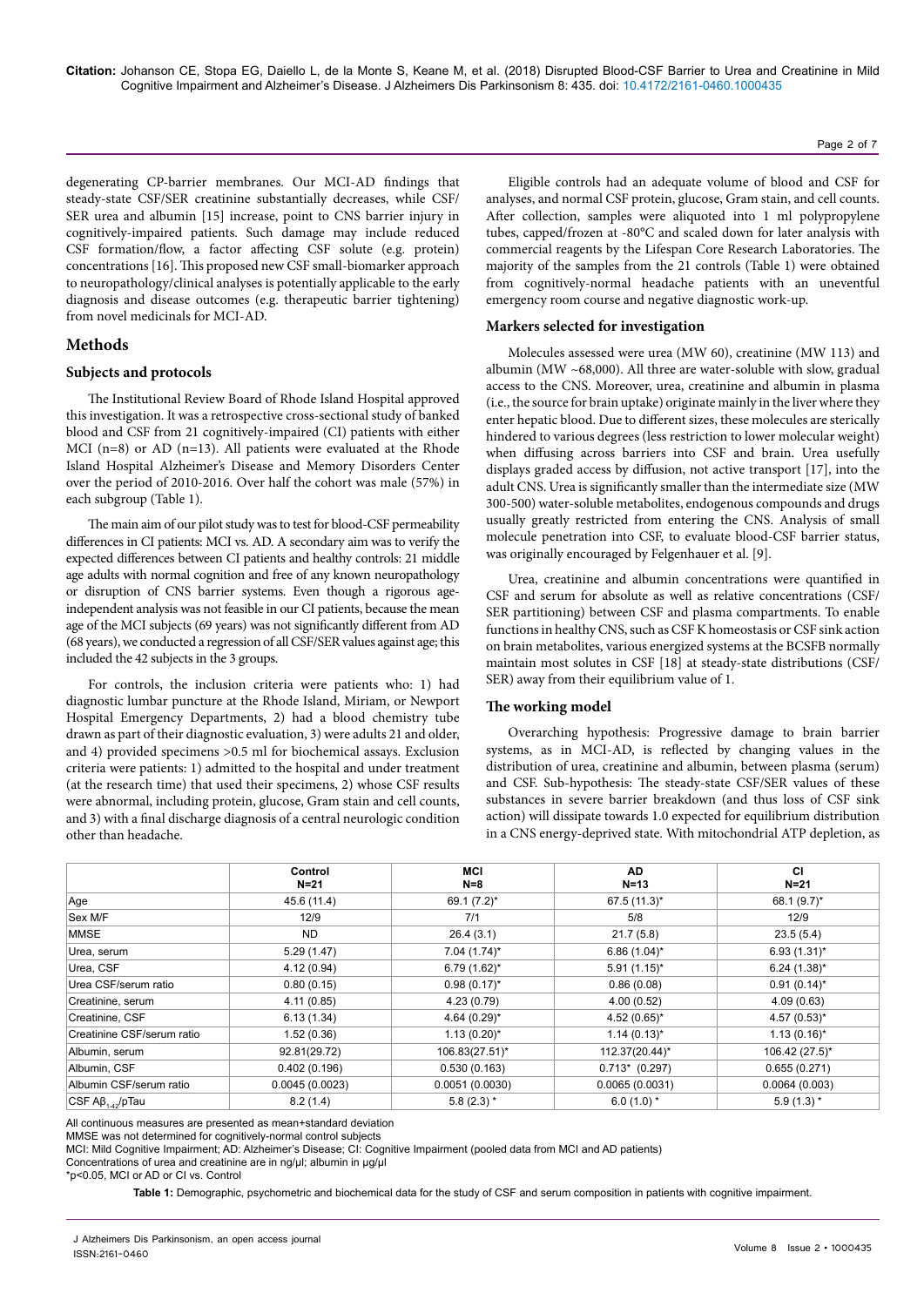degenerating CP-barrier membranes. Our MCI-AD findings that steady-state CSF/SER creatinine substantially decreases, while CSF/SER urea and albumin [15] increase, point to CNS barrier injury in cognitively-impaired patients. Such damage may include reduced CSF formation/flow, a factor affecting CSF solute (e.g. protein) concentrations [16]. This proposed new CSF small-biomarker approach to neuropathology/clinical analyses is potentially applicable to the early diagnosis and disease outcomes (e.g. therapeutic barrier tightening) from novel medicinals for MCI-AD.

## Methods

### Subjects and protocols

The Institutional Review Board of Rhode Island Hospital approved this investigation. It was a retrospective cross-sectional study of banked blood and CSF from 21 cognitively-impaired (CI) patients with either MCI (n=8) or AD (n=13). All patients were evaluated at the Rhode Island Hospital Alzheimer's Disease and Memory Disorders Center over the period of 2010-2016. Over half the cohort was male (57%) in each subgroup (Table 1).

The main aim of our pilot study was to test for blood-CSF permeability differences in CI patients: MCI vs. AD. A secondary aim was to verify the expected differences between CI patients and healthy controls: 21 middle age adults with normal cognition and free of any known neuropathology or disruption of CNS barrier systems. Even though a rigorous age-independent analysis was not feasible in our CI patients, because the mean age of the MCI subjects (69 years) was not significantly different from AD (68 years), we conducted a regression of all CSF/SER values against age; this included the 42 subjects in the 3 groups.

For controls, the inclusion criteria were patients who: 1) had diagnostic lumbar puncture at the Rhode Island, Miriam, or Newport Hospital Emergency Departments, 2) had a blood chemistry tube drawn as part of their diagnostic evaluation, 3) were adults 21 and older, and 4) provided specimens >0.5 ml for biochemical assays. Exclusion criteria were patients: 1) admitted to the hospital and under treatment (at the research time) that used their specimens, 2) whose CSF results were abnormal, including protein, glucose, Gram stain and cell counts, and 3) with a final discharge diagnosis of a central neurologic condition other than headache.

Eligible controls had an adequate volume of blood and CSF for analyses, and normal CSF protein, glucose, Gram stain, and cell counts. After collection, samples were aliquoted into 1 ml polypropylene tubes, capped/frozen at -80°C and scaled down for later analysis with commercial reagents by the Lifespan Core Research Laboratories. The majority of the samples from the 21 controls (Table 1) were obtained from cognitively-normal headache patients with an uneventful emergency room course and negative diagnostic work-up.

### Markers selected for investigation

Molecules assessed were urea (MW 60), creatinine (MW 113) and albumin (MW ~68,000). All three are water-soluble with slow, gradual access to the CNS. Moreover, urea, creatinine and albumin in plasma (i.e., the source for brain uptake) originate mainly in the liver where they enter hepatic blood. Due to different sizes, these molecules are sterically hindered to various degrees (less restriction to lower molecular weight) when diffusing across barriers into CSF and brain. Urea usefully displays graded access by diffusion, not active transport [17], into the adult CNS. Urea is significantly smaller than the intermediate size (MW 300-500) water-soluble metabolites, endogenous compounds and drugs usually greatly restricted from entering the CNS. Analysis of small molecule penetration into CSF, to evaluate blood-CSF barrier status, was originally encouraged by Felgenhauer et al. [9].

Urea, creatinine and albumin concentrations were quantified in CSF and serum for absolute as well as relative concentrations (CSF/SER partitioning) between CSF and plasma compartments. To enable functions in healthy CNS, such as CSF K homeostasis or CSF sink action on brain metabolites, various energized systems at the BCSFB normally maintain most solutes in CSF [18] at steady-state distributions (CSF/SER) away from their equilibrium value of 1.

### The working model

Overarching hypothesis: Progressive damage to brain barrier systems, as in MCI-AD, is reflected by changing values in the distribution of urea, creatinine and albumin, between plasma (serum) and CSF. Sub-hypothesis: The steady-state CSF/SER values of these substances in severe barrier breakdown (and thus loss of CSF sink action) will dissipate towards 1.0 expected for equilibrium distribution in a CNS energy-deprived state. With mitochondrial ATP depletion, as

| | Control N=21 | MCI N=8 | AD N=13 | CI N=21 |
|---|---|---|---|---|
| Age | 45.6 (11.4) | 69.1 (7.2)* | 67.5 (11.3)* | 68.1 (9.7)* |
| Sex M/F | 12/9 | 7/1 | 5/8 | 12/9 |
| MMSE | ND | 26.4 (3.1) | 21.7 (5.8) | 23.5 (5.4) |
| Urea, serum | 5.29 (1.47) | 7.04 (1.74)* | 6.86 (1.04)* | 6.93 (1.31)* |
| Urea, CSF | 4.12 (0.94) | 6.79 (1.62)* | 5.91 (1.15)* | 6.24 (1.38)* |
| Urea CSF/serum ratio | 0.80 (0.15) | 0.98 (0.17)* | 0.86 (0.08) | 0.91 (0.14)* |
| Creatinine, serum | 4.11 (0.85) | 4.23 (0.79) | 4.00 (0.52) | 4.09 (0.63) |
| Creatinine, CSF | 6.13 (1.34) | 4.64 (0.29)* | 4.52 (0.65)* | 4.57 (0.53)* |
| Creatinine CSF/serum ratio | 1.52 (0.36) | 1.13 (0.20)* | 1.14 (0.13)* | 1.13 (0.16)* |
| Albumin, serum | 92.81(29.72) | 106.83(27.51)* | 112.37(20.44)* | 106.42 (27.5)* |
| Albumin, CSF | 0.402 (0.196) | 0.530 (0.163) | 0.713* (0.297) | 0.655 (0.271) |
| Albumin CSF/serum ratio | 0.0045 (0.0023) | 0.0051 (0.0030) | 0.0065 (0.0031) | 0.0064 (0.003) |
| CSF $A\beta_{1-42}$/pTau | 8.2 (1.4) | 5.8 (2.3) * | 6.0 (1.0) * | 5.9 (1.3) * |

All continuous measures are presented as mean+standard deviation
MMSE was not determined for cognitively-normal control subjects
MCI: Mild Cognitive Impairment; AD: Alzheimer's Disease; CI: Cognitive Impairment (pooled data from MCI and AD patients)
Concentrations of urea and creatinine are in ng/μl; albumin in μg/μl
*p<0.05, MCI or AD or CI vs. Control

**Table 1:** Demographic, psychometric and biochemical data for the study of CSF and serum composition in patients with cognitive impairment.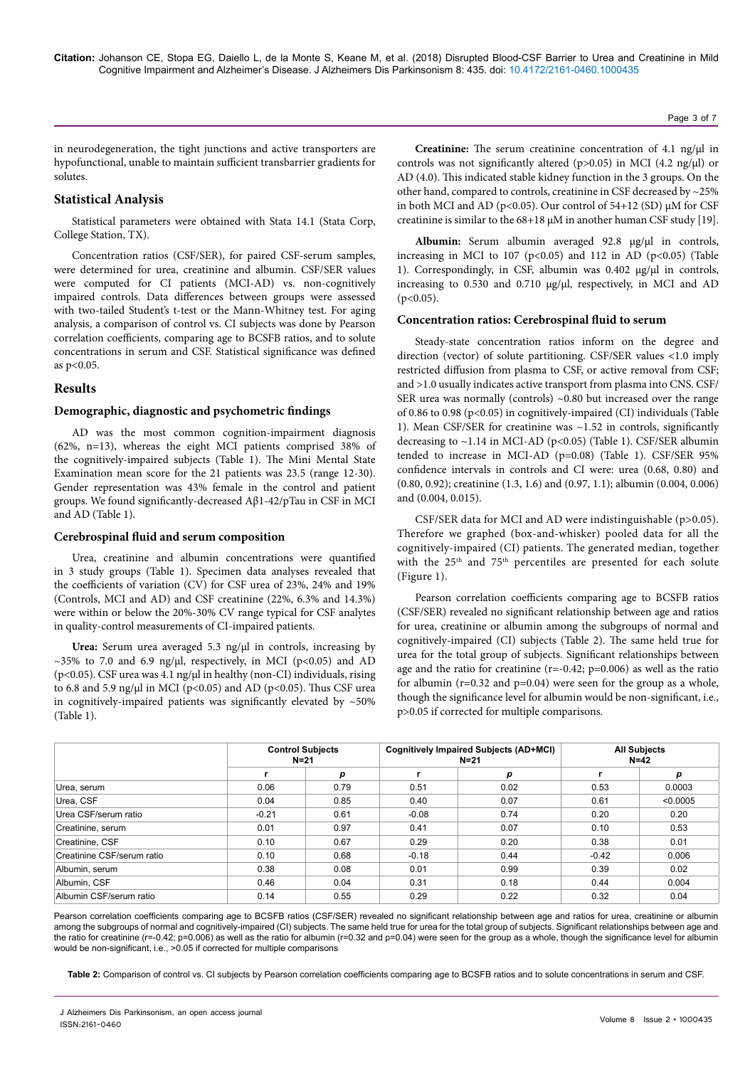in neurodegeneration, the tight junctions and active transporters are hypofunctional, unable to maintain sufficient transbarrier gradients for solutes.

## Statistical Analysis

Statistical parameters were obtained with Stata 14.1 (Stata Corp, College Station, TX).

Concentration ratios (CSF/SER), for paired CSF-serum samples, were determined for urea, creatinine and albumin. CSF/SER values were computed for CI patients (MCI-AD) vs. non-cognitively impaired controls. Data differences between groups were assessed with two-tailed Student's t-test or the Mann-Whitney test. For aging analysis, a comparison of control vs. CI subjects was done by Pearson correlation coefficients, comparing age to BCSFB ratios, and to solute concentrations in serum and CSF. Statistical significance was defined as $p<0.05$.

## Results

### Demographic, diagnostic and psychometric findings

AD was the most common cognition-impairment diagnosis (62%, n=13), whereas the eight MCI patients comprised 38% of the cognitively-impaired subjects (Table 1). The Mini Mental State Examination mean score for the 21 patients was 23.5 (range 12-30). Gender representation was 43% female in the control and patient groups. We found significantly-decreased Aβ1-42/pTau in CSF in MCI and AD (Table 1).

### Cerebrospinal fluid and serum composition

Urea, creatinine and albumin concentrations were quantified in 3 study groups (Table 1). Specimen data analyses revealed that the coefficients of variation (CV) for CSF urea of 23%, 24% and 19% (Controls, MCI and AD) and CSF creatinine (22%, 6.3% and 14.3%) were within or below the 20%-30% CV range typical for CSF analytes in quality-control measurements of CI-impaired patients.

**Urea:** Serum urea averaged 5.3 ng/µl in controls, increasing by ~35% to 7.0 and 6.9 ng/µl, respectively, in MCI ($p<0.05$) and AD ($p<0.05$). CSF urea was 4.1 ng/µl in healthy (non-CI) individuals, rising to 6.8 and 5.9 ng/µl in MCI ($p<0.05$) and AD ($p<0.05$). Thus CSF urea in cognitively-impaired patients was significantly elevated by ~50% (Table 1).

**Creatinine:** The serum creatinine concentration of 4.1 ng/µl in controls was not significantly altered ($p>0.05$) in MCI (4.2 ng/µl) or AD (4.0). This indicated stable kidney function in the 3 groups. On the other hand, compared to controls, creatinine in CSF decreased by ~25% in both MCI and AD ($p<0.05$). Our control of 54+12 (SD) µM for CSF creatinine is similar to the 68+18 µM in another human CSF study [19].

**Albumin:** Serum albumin averaged 92.8 µg/µl in controls, increasing in MCI to 107 ($p<0.05$) and 112 in AD ($p<0.05$) (Table 1). Correspondingly, in CSF, albumin was 0.402 µg/µl in controls, increasing to 0.530 and 0.710 µg/µl, respectively, in MCI and AD ($p<0.05$).

### Concentration ratios: Cerebrospinal fluid to serum

Steady-state concentration ratios inform on the degree and direction (vector) of solute partitioning. CSF/SER values <1.0 imply restricted diffusion from plasma to CSF, or active removal from CSF; and >1.0 usually indicates active transport from plasma into CNS. CSF/SER urea was normally (controls) ~0.80 but increased over the range of 0.86 to 0.98 ($p<0.05$) in cognitively-impaired (CI) individuals (Table 1). Mean CSF/SER for creatinine was ~1.52 in controls, significantly decreasing to ~1.14 in MCI-AD ($p<0.05$) (Table 1). CSF/SER albumin tended to increase in MCI-AD ($p=0.08$) (Table 1). CSF/SER 95% confidence intervals in controls and CI were: urea (0.68, 0.80) and (0.80, 0.92); creatinine (1.3, 1.6) and (0.97, 1.1); albumin (0.004, 0.006) and (0.004, 0.015).

CSF/SER data for MCI and AD were indistinguishable ($p>0.05$). Therefore we graphed (box-and-whisker) pooled data for all the cognitively-impaired (CI) patients. The generated median, together with the 25th and 75th percentiles are presented for each solute (Figure 1).

Pearson correlation coefficients comparing age to BCSFB ratios (CSF/SER) revealed no significant relationship between age and ratios for urea, creatinine or albumin among the subgroups of normal and cognitively-impaired (CI) subjects (Table 2). The same held true for urea for the total group of subjects. Significant relationships between age and the ratio for creatinine ($r=-0.42$; $p=0.006$) as well as the ratio for albumin ($r=0.32$ and $p=0.04$) were seen for the group as a whole, though the significance level for albumin would be non-significant, i.e., $p>0.05$ if corrected for multiple comparisons.

| | Control Subjects N=21 | | Cognitively Impaired Subjects (AD+MCI) N=21 | | All Subjects N=42 | |
|---|---|---|---|---|---|---|
| | r | p | r | p | r | p |
| Urea, serum | 0.06 | 0.79 | 0.51 | 0.02 | 0.53 | 0.0003 |
| Urea, CSF | 0.04 | 0.85 | 0.40 | 0.07 | 0.61 | <0.0005 |
| Urea CSF/serum ratio | -0.21 | 0.61 | -0.08 | 0.74 | 0.20 | 0.20 |
| Creatinine, serum | 0.01 | 0.97 | 0.41 | 0.07 | 0.10 | 0.53 |
| Creatinine, CSF | 0.10 | 0.67 | 0.29 | 0.20 | 0.38 | 0.01 |
| Creatinine CSF/serum ratio | 0.10 | 0.68 | -0.18 | 0.44 | -0.42 | 0.006 |
| Albumin, serum | 0.38 | 0.08 | 0.01 | 0.99 | 0.39 | 0.02 |
| Albumin, CSF | 0.46 | 0.04 | 0.31 | 0.18 | 0.44 | 0.004 |
| Albumin CSF/serum ratio | 0.14 | 0.55 | 0.29 | 0.22 | 0.32 | 0.04 |

Pearson correlation coefficients comparing age to BCSFB ratios (CSF/SER) revealed no significant relationship between age and ratios for urea, creatinine or albumin among the subgroups of normal and cognitively-impaired (CI) subjects. The same held true for urea for the total group of subjects. Significant relationships between age and the ratio for creatinine ($r=-0.42$; $p=0.006$) as well as the ratio for albumin ($r=0.32$ and $p=0.04$) were seen for the group as a whole, though the significance level for albumin would be non-significant, i.e., >0.05 if corrected for multiple comparisons

**Table 2:** Comparison of control vs. CI subjects by Pearson correlation coefficients comparing age to BCSFB ratios and to solute concentrations in serum and CSF.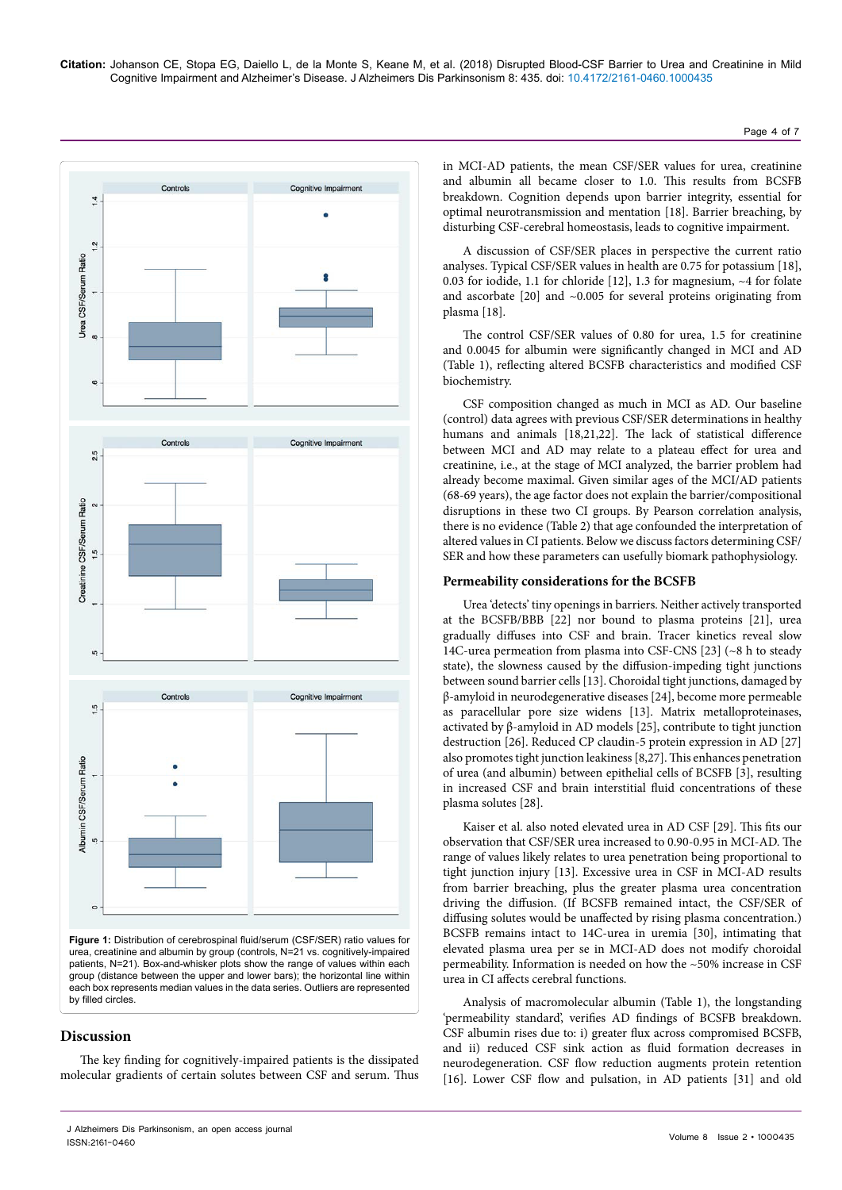Figure 1: Distribution of cerebrospinal fluid/serum (CSF/SER) ratio values for urea, creatinine and albumin by group (controls, N=21 vs. cognitively-impaired patients, N=21). Box-and-whisker plots show the range of values within each group (distance between the upper and lower bars); the horizontal line within each box represents median values in the data series. Outliers are represented by filled circles.

## Discussion

The key finding for cognitively-impaired patients is the dissipated molecular gradients of certain solutes between CSF and serum. Thus in MCI-AD patients, the mean CSF/SER values for urea, creatinine and albumin all became closer to 1.0. This results from BCSFB breakdown. Cognition depends upon barrier integrity, essential for optimal neurotransmission and mentation [18]. Barrier breaching, by disturbing CSF-cerebral homeostasis, leads to cognitive impairment.

A discussion of CSF/SER places in perspective the current ratio analyses. Typical CSF/SER values in health are 0.75 for potassium [18], 0.03 for iodide, 1.1 for chloride [12], 1.3 for magnesium, ~4 for folate and ascorbate [20] and ~0.005 for several proteins originating from plasma [18].

The control CSF/SER values of 0.80 for urea, 1.5 for creatinine and 0.0045 for albumin were significantly changed in MCI and AD (Table 1), reflecting altered BCSFB characteristics and modified CSF biochemistry.

CSF composition changed as much in MCI as AD. Our baseline (control) data agrees with previous CSF/SER determinations in healthy humans and animals [18,21,22]. The lack of statistical difference between MCI and AD may relate to a plateau effect for urea and creatinine, i.e., at the stage of MCI analyzed, the barrier problem had already become maximal. Given similar ages of the MCI/AD patients (68-69 years), the age factor does not explain the barrier/compositional disruptions in these two CI groups. By Pearson correlation analysis, there is no evidence (Table 2) that age confounded the interpretation of altered values in CI patients. Below we discuss factors determining CSF/SER and how these parameters can usefully biomark pathophysiology.

### Permeability considerations for the BCSFB

Urea 'detects' tiny openings in barriers. Neither actively transported at the BCSFB/BBB [22] nor bound to plasma proteins [21], urea gradually diffuses into CSF and brain. Tracer kinetics reveal slow 14C-urea permeation from plasma into CSF-CNS [23] (~8 h to steady state), the slowness caused by the diffusion-impeding tight junctions between sound barrier cells [13]. Choroidal tight junctions, damaged by β-amyloid in neurodegenerative diseases [24], become more permeable as paracellular pore size widens [13]. Matrix metalloproteinases, activated by β-amyloid in AD models [25], contribute to tight junction destruction [26]. Reduced CP claudin-5 protein expression in AD [27] also promotes tight junction leakiness [8,27]. This enhances penetration of urea (and albumin) between epithelial cells of BCSFB [3], resulting in increased CSF and brain interstitial fluid concentrations of these plasma solutes [28].

Kaiser et al. also noted elevated urea in AD CSF [29]. This fits our observation that CSF/SER urea increased to 0.90-0.95 in MCI-AD. The range of values likely relates to urea penetration being proportional to tight junction injury [13]. Excessive urea in CSF in MCI-AD results from barrier breaching, plus the greater plasma urea concentration driving the diffusion. (If BCSFB remained intact, the CSF/SER of diffusing solutes would be unaffected by rising plasma concentration.) BCSFB remains intact to 14C-urea in uremia [30], intimating that elevated plasma urea per se in MCI-AD does not modify choroidal permeability. Information is needed on how the ~50% increase in CSF urea in CI affects cerebral functions.

Analysis of macromolecular albumin (Table 1), the longstanding 'permeability standard', verifies AD findings of BCSFB breakdown. CSF albumin rises due to: i) greater flux across compromised BCSFB, and ii) reduced CSF sink action as fluid formation decreases in neurodegeneration. CSF flow reduction augments protein retention [16]. Lower CSF flow and pulsation, in AD patients [31] and old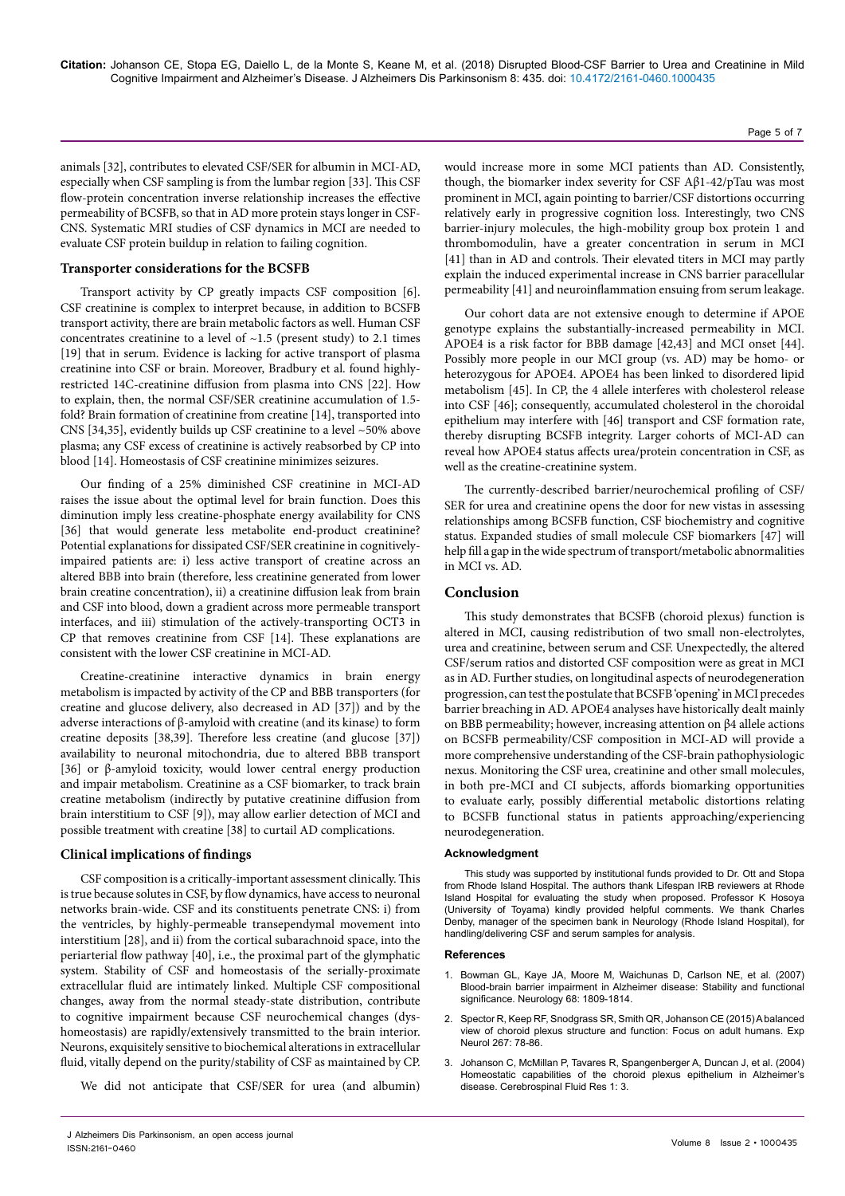animals [32], contributes to elevated CSF/SER for albumin in MCI-AD, especially when CSF sampling is from the lumbar region [33]. This CSF flow-protein concentration inverse relationship increases the effective permeability of BCSFB, so that in AD more protein stays longer in CSF-CNS. Systematic MRI studies of CSF dynamics in MCI are needed to evaluate CSF protein buildup in relation to failing cognition.

### Transporter considerations for the BCSFB

Transport activity by CP greatly impacts CSF composition [6]. CSF creatinine is complex to interpret because, in addition to BCSFB transport activity, there are brain metabolic factors as well. Human CSF concentrates creatinine to a level of ~1.5 (present study) to 2.1 times [19] that in serum. Evidence is lacking for active transport of plasma creatinine into CSF or brain. Moreover, Bradbury et al. found highly-restricted 14C-creatinine diffusion from plasma into CNS [22]. How to explain, then, the normal CSF/SER creatinine accumulation of 1.5-fold? Brain formation of creatinine from creatine [14], transported into CNS [34,35], evidently builds up CSF creatinine to a level ~50% above plasma; any CSF excess of creatinine is actively reabsorbed by CP into blood [14]. Homeostasis of CSF creatinine minimizes seizures.

Our finding of a 25% diminished CSF creatinine in MCI-AD raises the issue about the optimal level for brain function. Does this diminution imply less creatine-phosphate energy availability for CNS [36] that would generate less metabolite end-product creatinine? Potential explanations for dissipated CSF/SER creatinine in cognitively-impaired patients are: i) less active transport of creatine across an altered BBB into brain (therefore, less creatinine generated from lower brain creatine concentration), ii) a creatinine diffusion leak from brain and CSF into blood, down a gradient across more permeable transport interfaces, and iii) stimulation of the actively-transporting OCT3 in CP that removes creatinine from CSF [14]. These explanations are consistent with the lower CSF creatinine in MCI-AD.

Creatine-creatinine interactive dynamics in brain energy metabolism is impacted by activity of the CP and BBB transporters (for creatine and glucose delivery, also decreased in AD [37]) and by the adverse interactions of β-amyloid with creatine (and its kinase) to form creatine deposits [38,39]. Therefore less creatine (and glucose [37]) availability to neuronal mitochondria, due to altered BBB transport [36] or β-amyloid toxicity, would lower central energy production and impair metabolism. Creatinine as a CSF biomarker, to track brain creatine metabolism (indirectly by putative creatinine diffusion from brain interstitium to CSF [9]), may allow earlier detection of MCI and possible treatment with creatine [38] to curtail AD complications.

### Clinical implications of findings

CSF composition is a critically-important assessment clinically. This is true because solutes in CSF, by flow dynamics, have access to neuronal networks brain-wide. CSF and its constituents penetrate CNS: i) from the ventricles, by highly-permeable transependymal movement into interstitium [28], and ii) from the cortical subarachnoid space, into the periarterial flow pathway [40], i.e., the proximal part of the glymphatic system. Stability of CSF and homeostasis of the serially-proximate extracellular fluid are intimately linked. Multiple CSF compositional changes, away from the normal steady-state distribution, contribute to cognitive impairment because CSF neurochemical changes (dys-homeostasis) are rapidly/extensively transmitted to the brain interior. Neurons, exquisitely sensitive to biochemical alterations in extracellular fluid, vitally depend on the purity/stability of CSF as maintained by CP.

We did not anticipate that CSF/SER for urea (and albumin) would increase more in some MCI patients than AD. Consistently, though, the biomarker index severity for CSF Aβ1-42/pTau was most prominent in MCI, again pointing to barrier/CSF distortions occurring relatively early in progressive cognition loss. Interestingly, two CNS barrier-injury molecules, the high-mobility group box protein 1 and thrombomodulin, have a greater concentration in serum in MCI [41] than in AD and controls. Their elevated titers in MCI may partly explain the induced experimental increase in CNS barrier paracellular permeability [41] and neuroinflammation ensuing from serum leakage.

Our cohort data are not extensive enough to determine if APOE genotype explains the substantially-increased permeability in MCI. APOE4 is a risk factor for BBB damage [42,43] and MCI onset [44]. Possibly more people in our MCI group (vs. AD) may be homo- or heterozygous for APOE4. APOE4 has been linked to disordered lipid metabolism [45]. In CP, the 4 allele interferes with cholesterol release into CSF [46]; consequently, accumulated cholesterol in the choroidal epithelium may interfere with [46] transport and CSF formation rate, thereby disrupting BCSFB integrity. Larger cohorts of MCI-AD can reveal how APOE4 status affects urea/protein concentration in CSF, as well as the creatine-creatinine system.

The currently-described barrier/neurochemical profiling of CSF/SER for urea and creatinine opens the door for new vistas in assessing relationships among BCSFB function, CSF biochemistry and cognitive status. Expanded studies of small molecule CSF biomarkers [47] will help fill a gap in the wide spectrum of transport/metabolic abnormalities in MCI vs. AD.

## Conclusion

This study demonstrates that BCSFB (choroid plexus) function is altered in MCI, causing redistribution of two small non-electrolytes, urea and creatinine, between serum and CSF. Unexpectedly, the altered CSF/serum ratios and distorted CSF composition were as great in MCI as in AD. Further studies, on longitudinal aspects of neurodegeneration progression, can test the postulate that BCSFB 'opening' in MCI precedes barrier breaching in AD. APOE4 analyses have historically dealt mainly on BBB permeability; however, increasing attention on β4 allele actions on BCSFB permeability/CSF composition in MCI-AD will provide a more comprehensive understanding of the CSF-brain pathophysiologic nexus. Monitoring the CSF urea, creatinine and other small molecules, in both pre-MCI and CI subjects, affords biomarking opportunities to evaluate early, possibly differential metabolic distortions relating to BCSFB functional status in patients approaching/experiencing neurodegeneration.

### Acknowledgment

This study was supported by institutional funds provided to Dr. Ott and Stopa from Rhode Island Hospital. The authors thank Lifespan IRB reviewers at Rhode Island Hospital for evaluating the study when proposed. Professor K Hosoya (University of Toyama) kindly provided helpful comments. We thank Charles Denby, manager of the specimen bank in Neurology (Rhode Island Hospital), for handling/delivering CSF and serum samples for analysis.

### References

1. Bowman GL, Kaye JA, Moore M, Waichunas D, Carlson NE, et al. (2007) Blood-brain barrier impairment in Alzheimer disease: Stability and functional significance. Neurology 68: 1809-1814.
2. Spector R, Keep RF, Snodgrass SR, Smith QR, Johanson CE (2015) A balanced view of choroid plexus structure and function: Focus on adult humans. Exp Neurol 267: 78-86.
3. Johanson C, McMillan P, Tavares R, Spangenberger A, Duncan J, et al. (2004) Homeostatic capabilities of the choroid plexus epithelium in Alzheimer's disease. Cerebrospinal Fluid Res 1: 3.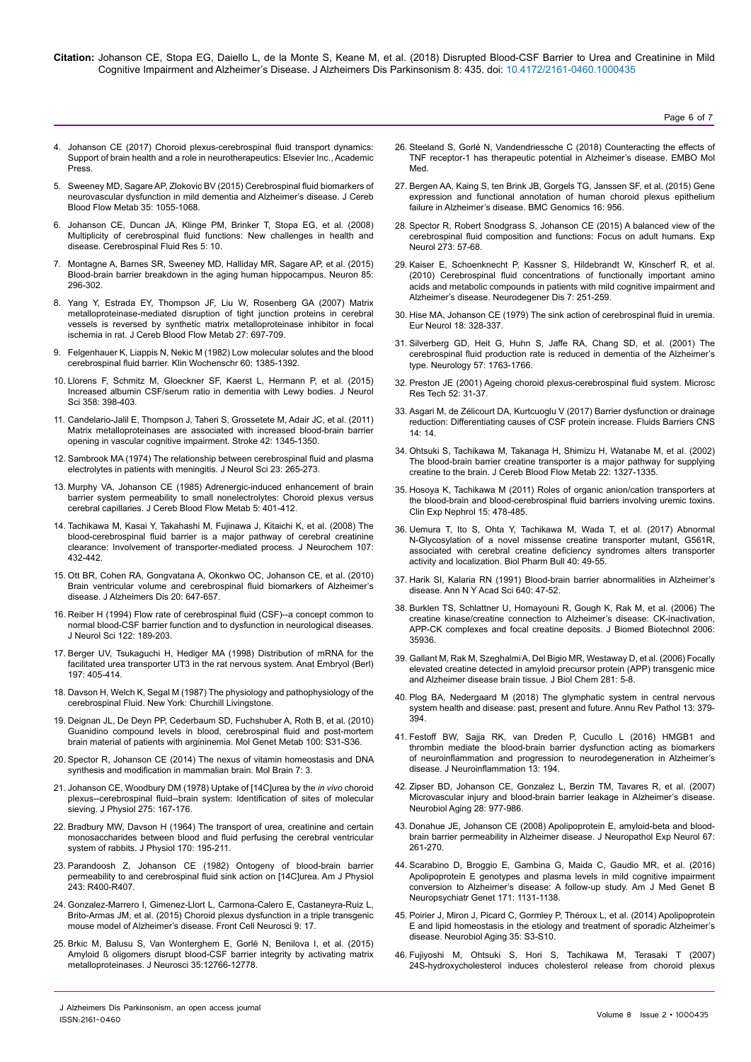4. Johanson CE (2017) Choroid plexus-cerebrospinal fluid transport dynamics: Support of brain health and a role in neurotherapeutics: Elsevier Inc., Academic Press.

5. Sweeney MD, Sagare AP, Zlokovic BV (2015) Cerebrospinal fluid biomarkers of neurovascular dysfunction in mild dementia and Alzheimer's disease. J Cereb Blood Flow Metab 35: 1055-1068.

6. Johanson CE, Duncan JA, Klinge PM, Brinker T, Stopa EG, et al. (2008) Multiplicity of cerebrospinal fluid functions: New challenges in health and disease. Cerebrospinal Fluid Res 5: 10.

7. Montagne A, Barnes SR, Sweeney MD, Halliday MR, Sagare AP, et al. (2015) Blood-brain barrier breakdown in the aging human hippocampus. Neuron 85: 296-302.

8. Yang Y, Estrada EY, Thompson JF, Liu W, Rosenberg GA (2007) Matrix metalloproteinase-mediated disruption of tight junction proteins in cerebral vessels is reversed by synthetic matrix metalloproteinase inhibitor in focal ischemia in rat. J Cereb Blood Flow Metab 27: 697-709.

9. Felgenhauer K, Liappis N, Nekic M (1982) Low molecular solutes and the blood cerebrospinal fluid barrier. Klin Wochenschr 60: 1385-1392.

10. Llorens F, Schmitz M, Gloeckner SF, Kaerst L, Hermann P, et al. (2015) Increased albumin CSF/serum ratio in dementia with Lewy bodies. J Neurol Sci 358: 398-403.

11. Candelario-Jalil E, Thompson J, Taheri S, Grossetete M, Adair JC, et al. (2011) Matrix metalloproteinases are associated with increased blood-brain barrier opening in vascular cognitive impairment. Stroke 42: 1345-1350.

12. Sambrook MA (1974) The relationship between cerebrospinal fluid and plasma electrolytes in patients with meningitis. J Neurol Sci 23: 265-273.

13. Murphy VA, Johanson CE (1985) Adrenergic-induced enhancement of brain barrier system permeability to small nonelectrolytes: Choroid plexus versus cerebral capillaries. J Cereb Blood Flow Metab 5: 401-412.

14. Tachikawa M, Kasai Y, Takahashi M, Fujinawa J, Kitaichi K, et al. (2008) The blood-cerebrospinal fluid barrier is a major pathway of cerebral creatinine clearance: Involvement of transporter-mediated process. J Neurochem 107: 432-442.

15. Ott BR, Cohen RA, Gongvatana A, Okonkwo OC, Johanson CE, et al. (2010) Brain ventricular volume and cerebrospinal fluid biomarkers of Alzheimer's disease. J Alzheimers Dis 20: 647-657.

16. Reiber H (1994) Flow rate of cerebrospinal fluid (CSF)--a concept common to normal blood-CSF barrier function and to dysfunction in neurological diseases. J Neurol Sci 122: 189-203.

17. Berger UV, Tsukaguchi H, Hediger MA (1998) Distribution of mRNA for the facilitated urea transporter UT3 in the rat nervous system. Anat Embryol (Berl) 197: 405-414.

18. Davson H, Welch K, Segal M (1987) The physiology and pathophysiology of the cerebrospinal Fluid. New York: Churchill Livingstone.

19. Deignan JL, De Deyn PP, Cederbaum SD, Fuchshuber A, Roth B, et al. (2010) Guanidino compound levels in blood, cerebrospinal fluid and post-mortem brain material of patients with argininemia. Mol Genet Metab 100: S31-S36.

20. Spector R, Johanson CE (2014) The nexus of vitamin homeostasis and DNA synthesis and modification in mammalian brain. Mol Brain 7: 3.

21. Johanson CE, Woodbury DM (1978) Uptake of [14C]urea by the *in vivo* choroid plexus--cerebrospinal fluid--brain system: Identification of sites of molecular sieving. J Physiol 275: 167-176.

22. Bradbury MW, Davson H (1964) The transport of urea, creatinine and certain monosaccharides between blood and fluid perfusing the cerebral ventricular system of rabbits. J Physiol 170: 195-211.

23. Parandoosh Z, Johanson CE (1982) Ontogeny of blood-brain barrier permeability to and cerebrospinal fluid sink action on [14C]urea. Am J Physiol 243: R400-R407.

24. Gonzalez-Marrero I, Gimenez-Llort L, Carmona-Calero E, Castaneyra-Ruiz L, Brito-Armas JM, et al. (2015) Choroid plexus dysfunction in a triple transgenic mouse model of Alzheimer's disease. Front Cell Neurosci 9: 17.

25. Brkic M, Balusu S, Van Wonterghem E, Gorlé N, Benilova I, et al. (2015) Amyloid ß oligomers disrupt blood-CSF barrier integrity by activating matrix metalloproteinases. J Neurosci 35:12766-12778.

26. Steeland S, Gorlé N, Vandendriessche C (2018) Counteracting the effects of TNF receptor-1 has therapeutic potential in Alzheimer's disease. EMBO Mol Med.

27. Bergen AA, Kaing S, ten Brink JB, Gorgels TG, Janssen SF, et al. (2015) Gene expression and functional annotation of human choroid plexus epithelium failure in Alzheimer's disease. BMC Genomics 16: 956.

28. Spector R, Robert Snodgrass S, Johanson CE (2015) A balanced view of the cerebrospinal fluid composition and functions: Focus on adult humans. Exp Neurol 273: 57-68.

29. Kaiser E, Schoenknecht P, Kassner S, Hildebrandt W, Kinscherf R, et al. (2010) Cerebrospinal fluid concentrations of functionally important amino acids and metabolic compounds in patients with mild cognitive impairment and Alzheimer's disease. Neurodegener Dis 7: 251-259.

30. Hise MA, Johanson CE (1979) The sink action of cerebrospinal fluid in uremia. Eur Neurol 18: 328-337.

31. Silverberg GD, Heit G, Huhn S, Jaffe RA, Chang SD, et al. (2001) The cerebrospinal fluid production rate is reduced in dementia of the Alzheimer's type. Neurology 57: 1763-1766.

32. Preston JE (2001) Ageing choroid plexus-cerebrospinal fluid system. Microsc Res Tech 52: 31-37.

33. Asgari M, de Zélicourt DA, Kurtcuoglu V (2017) Barrier dysfunction or drainage reduction: Differentiating causes of CSF protein increase. Fluids Barriers CNS 14: 14.

34. Ohtsuki S, Tachikawa M, Takanaga H, Shimizu H, Watanabe M, et al. (2002) The blood-brain barrier creatine transporter is a major pathway for supplying creatine to the brain. J Cereb Blood Flow Metab 22: 1327-1335.

35. Hosoya K, Tachikawa M (2011) Roles of organic anion/cation transporters at the blood-brain and blood-cerebrospinal fluid barriers involving uremic toxins. Clin Exp Nephrol 15: 478-485.

36. Uemura T, Ito S, Ohta Y, Tachikawa M, Wada T, et al. (2017) Abnormal N-Glycosylation of a novel missense creatine transporter mutant, G561R, associated with cerebral creatine deficiency syndromes alters transporter activity and localization. Biol Pharm Bull 40: 49-55.

37. Harik SI, Kalaria RN (1991) Blood-brain barrier abnormalities in Alzheimer's disease. Ann N Y Acad Sci 640: 47-52.

38. Burklen TS, Schlattner U, Homayouni R, Gough K, Rak M, et al. (2006) The creatine kinase/creatine connection to Alzheimer's disease: CK-inactivation, APP-CK complexes and focal creatine deposits. J Biomed Biotechnol 2006: 35936.

39. Gallant M, Rak M, Szeghalmi A, Del Bigio MR, Westaway D, et al. (2006) Focally elevated creatine detected in amyloid precursor protein (APP) transgenic mice and Alzheimer disease brain tissue. J Biol Chem 281: 5-8.

40. Plog BA, Nedergaard M (2018) The glymphatic system in central nervous system health and disease: past, present and future. Annu Rev Pathol 13: 379-394.

41. Festoff BW, Sajja RK, van Dreden P, Cucullo L (2016) HMGB1 and thrombin mediate the blood-brain barrier dysfunction acting as biomarkers of neuroinflammation and progression to neurodegeneration in Alzheimer's disease. J Neuroinflammation 13: 194.

42. Zipser BD, Johanson CE, Gonzalez L, Berzin TM, Tavares R, et al. (2007) Microvascular injury and blood-brain barrier leakage in Alzheimer's disease. Neurobiol Aging 28: 977-986.

43. Donahue JE, Johanson CE (2008) Apolipoprotein E, amyloid-beta and blood-brain barrier permeability in Alzheimer disease. J Neuropathol Exp Neurol 67: 261-270.

44. Scarabino D, Broggio E, Gambina G, Maida C, Gaudio MR, et al. (2016) Apolipoprotein E genotypes and plasma levels in mild cognitive impairment conversion to Alzheimer's disease: A follow-up study. Am J Med Genet B Neuropsychiatr Genet 171: 1131-1138.

45. Poirier J, Miron J, Picard C, Gormley P, Théroux L, et al. (2014) Apolipoprotein E and lipid homeostasis in the etiology and treatment of sporadic Alzheimer's disease. Neurobiol Aging 35: S3-S10.

46. Fujiyoshi M, Ohtsuki S, Hori S, Tachikawa M, Terasaki T (2007) 24S-hydroxycholesterol induces cholesterol release from choroid plexus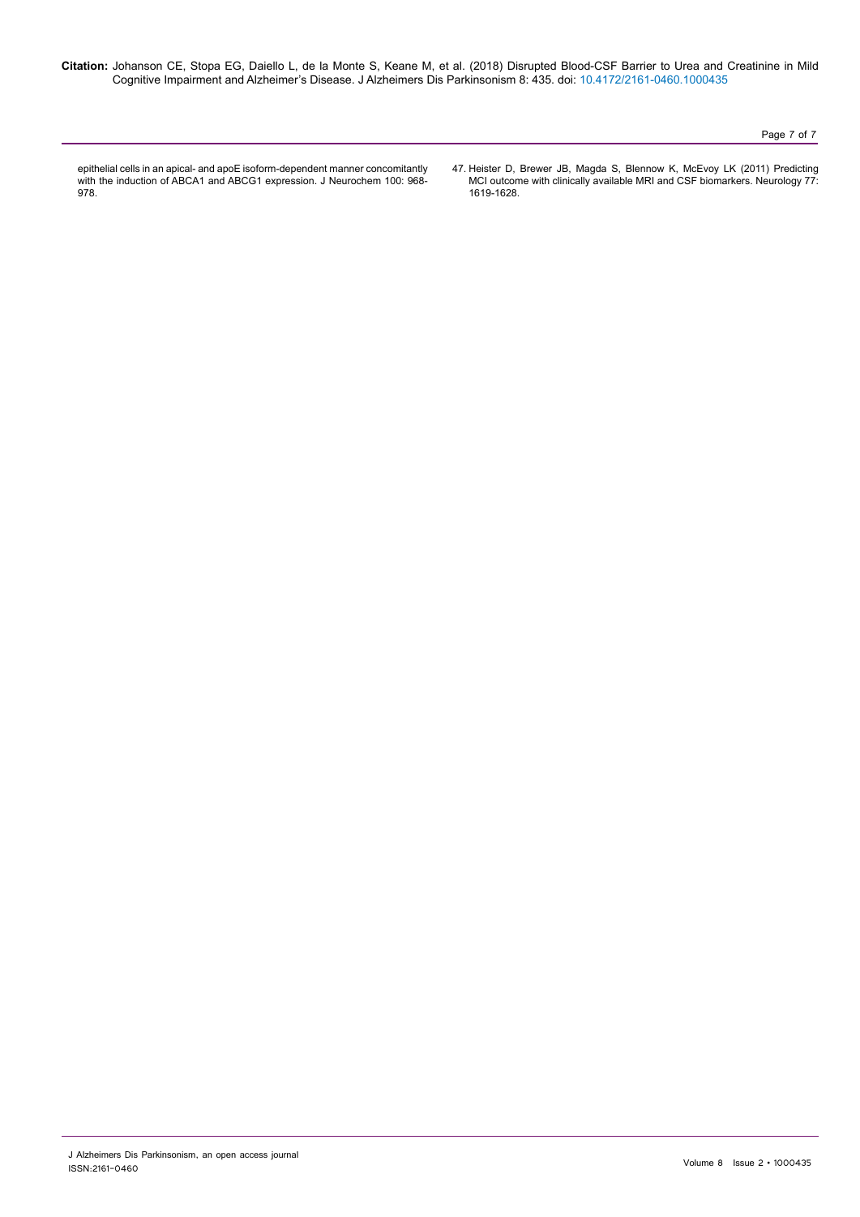epithelial cells in an apical- and apoE isoform-dependent manner concomitantly with the induction of ABCA1 and ABCG1 expression. J Neurochem 100: 968-978.

47. Heister D, Brewer JB, Magda S, Blennow K, McEvoy LK (2011) Predicting MCI outcome with clinically available MRI and CSF biomarkers. Neurology 77: 1619-1628.